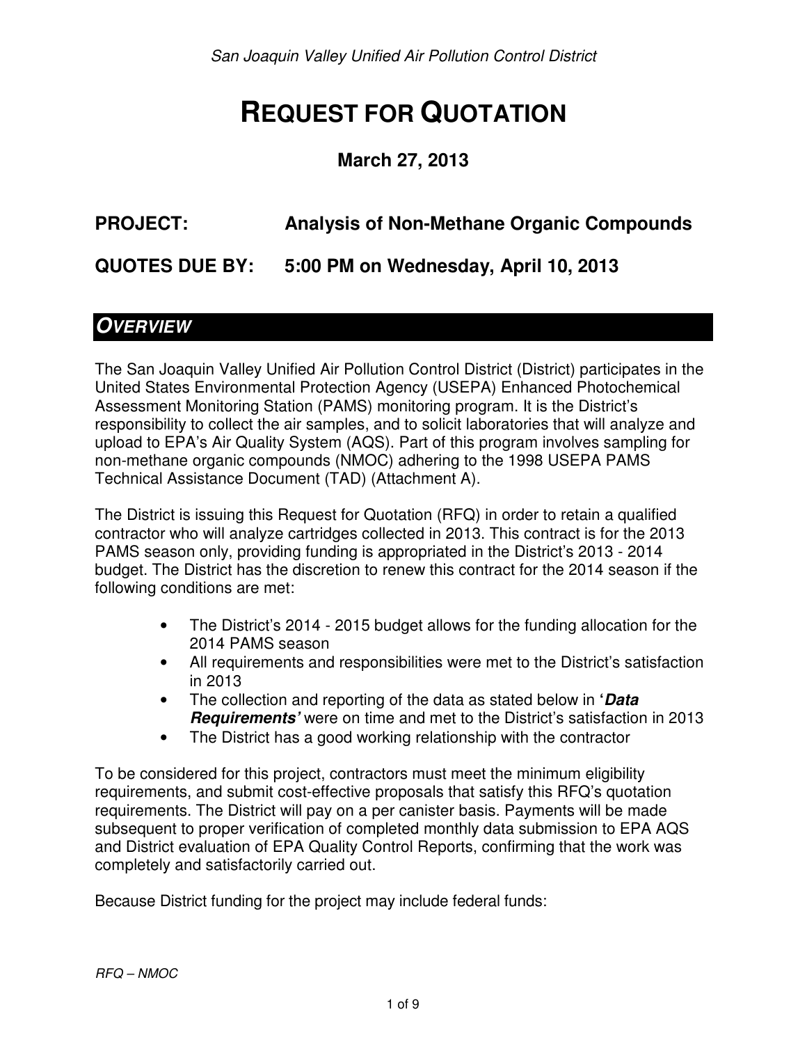San Joaquin Valley Unified Air Pollution Control District

# REQUEST FOR QUOTATION

**March 27, 2013**

**PROJECT: Analysis of Non-Methane Organic Compounds**

**QUOTES DUE BY: 5:00 PM on Wednesday, April 10, 2013**

## *OVERVIEW*

The San Joaquin Valley Unified Air Pollution Control District (District) participates in the United States Environmental Protection Agency (USEPA) Enhanced Photochemical Assessment Monitoring Station (PAMS) monitoring program. It is the District's responsibility to collect the air samples, and to solicit laboratories that will analyze and upload to EPA's Air Quality System (AQS). Part of this program involves sampling for non-methane organic compounds (NMOC) adhering to the 1998 USEPA PAMS Technical Assistance Document (TAD) (Attachment A).

The District is issuing this Request for Quotation (RFQ) in order to retain a qualified contractor who will analyze cartridges collected in 2013. This contract is for the 2013 PAMS season only, providing funding is appropriated in the District's 2013 - 2014 budget. The District has the discretion to renew this contract for the 2014 season if the following conditions are met:

- The District's 2014 - 2015 budget allows for the funding allocation for the 2014 PAMS season
- All requirements and responsibilities were met to the District's satisfaction in 2013
- The collection and reporting of the data as stated below in **'*Data Requirements*'** were on time and met to the District's satisfaction in 2013
- The District has a good working relationship with the contractor

To be considered for this project, contractors must meet the minimum eligibility requirements, and submit cost-effective proposals that satisfy this RFQ's quotation requirements. The District will pay on a per canister basis. Payments will be made subsequent to proper verification of completed monthly data submission to EPA AQS and District evaluation of EPA Quality Control Reports, confirming that the work was completely and satisfactorily carried out.

Because District funding for the project may include federal funds:

*RFQ – NMOC*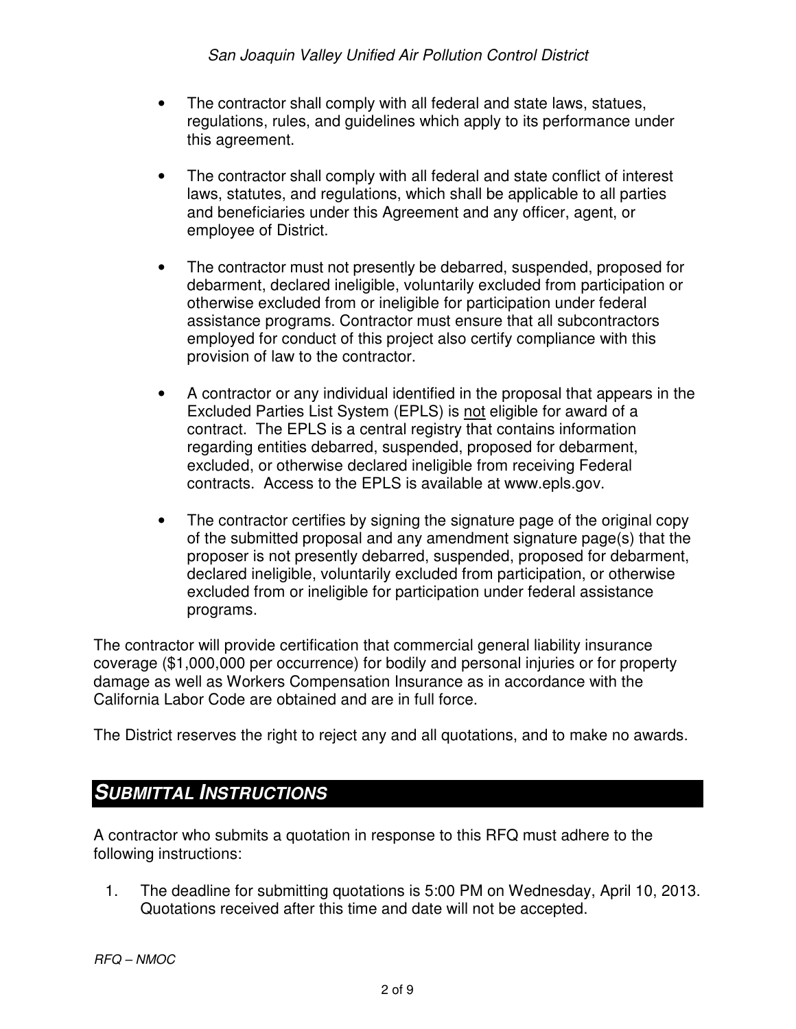- The contractor shall comply with all federal and state laws, statues, regulations, rules, and guidelines which apply to its performance under this agreement.

- The contractor shall comply with all federal and state conflict of interest laws, statutes, and regulations, which shall be applicable to all parties and beneficiaries under this Agreement and any officer, agent, or employee of District.

- The contractor must not presently be debarred, suspended, proposed for debarment, declared ineligible, voluntarily excluded from participation or otherwise excluded from or ineligible for participation under federal assistance programs. Contractor must ensure that all subcontractors employed for conduct of this project also certify compliance with this provision of law to the contractor.

- A contractor or any individual identified in the proposal that appears in the Excluded Parties List System (EPLS) is <u>not</u> eligible for award of a contract. The EPLS is a central registry that contains information regarding entities debarred, suspended, proposed for debarment, excluded, or otherwise declared ineligible from receiving Federal contracts. Access to the EPLS is available at www.epls.gov.

- The contractor certifies by signing the signature page of the original copy of the submitted proposal and any amendment signature page(s) that the proposer is not presently debarred, suspended, proposed for debarment, declared ineligible, voluntarily excluded from participation, or otherwise excluded from or ineligible for participation under federal assistance programs.

The contractor will provide certification that commercial general liability insurance coverage ($1,000,000 per occurrence) for bodily and personal injuries or for property damage as well as Workers Compensation Insurance as in accordance with the California Labor Code are obtained and are in full force.

The District reserves the right to reject any and all quotations, and to make no awards.

## *SUBMITTAL INSTRUCTIONS*

A contractor who submits a quotation in response to this RFQ must adhere to the following instructions:

1. The deadline for submitting quotations is 5:00 PM on Wednesday, April 10, 2013. Quotations received after this time and date will not be accepted.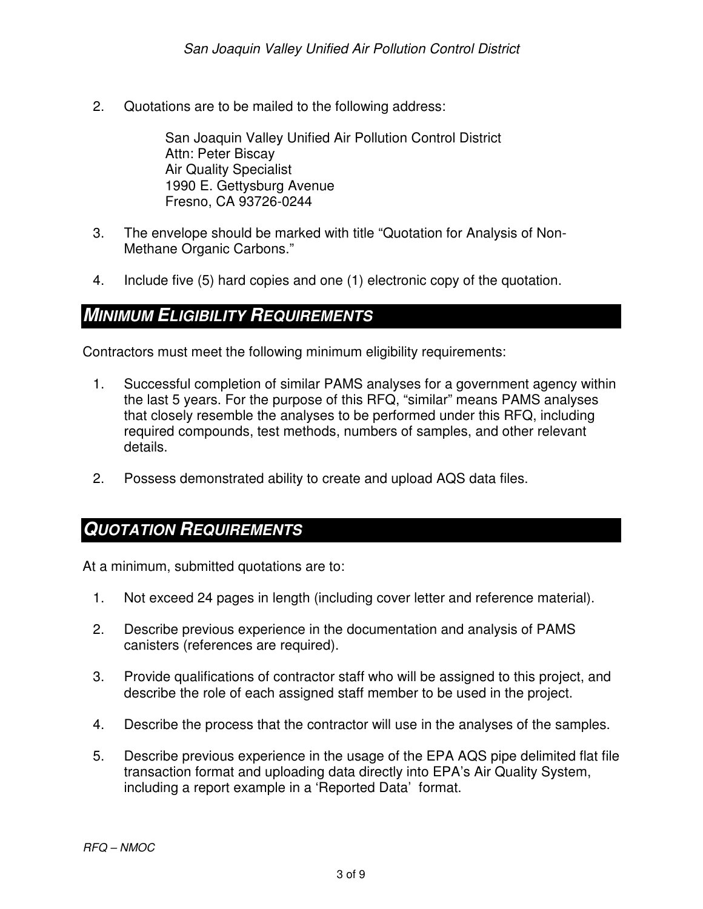2. Quotations are to be mailed to the following address:

   San Joaquin Valley Unified Air Pollution Control District
   Attn: Peter Biscay
   Air Quality Specialist
   1990 E. Gettysburg Avenue
   Fresno, CA 93726-0244

3. The envelope should be marked with title "Quotation for Analysis of Non-Methane Organic Carbons."

4. Include five (5) hard copies and one (1) electronic copy of the quotation.

## *MINIMUM ELIGIBILITY REQUIREMENTS*

Contractors must meet the following minimum eligibility requirements:

1. Successful completion of similar PAMS analyses for a government agency within the last 5 years. For the purpose of this RFQ, "similar" means PAMS analyses that closely resemble the analyses to be performed under this RFQ, including required compounds, test methods, numbers of samples, and other relevant details.

2. Possess demonstrated ability to create and upload AQS data files.

## *QUOTATION REQUIREMENTS*

At a minimum, submitted quotations are to:

1. Not exceed 24 pages in length (including cover letter and reference material).

2. Describe previous experience in the documentation and analysis of PAMS canisters (references are required).

3. Provide qualifications of contractor staff who will be assigned to this project, and describe the role of each assigned staff member to be used in the project.

4. Describe the process that the contractor will use in the analyses of the samples.

5. Describe previous experience in the usage of the EPA AQS pipe delimited flat file transaction format and uploading data directly into EPA's Air Quality System, including a report example in a 'Reported Data' format.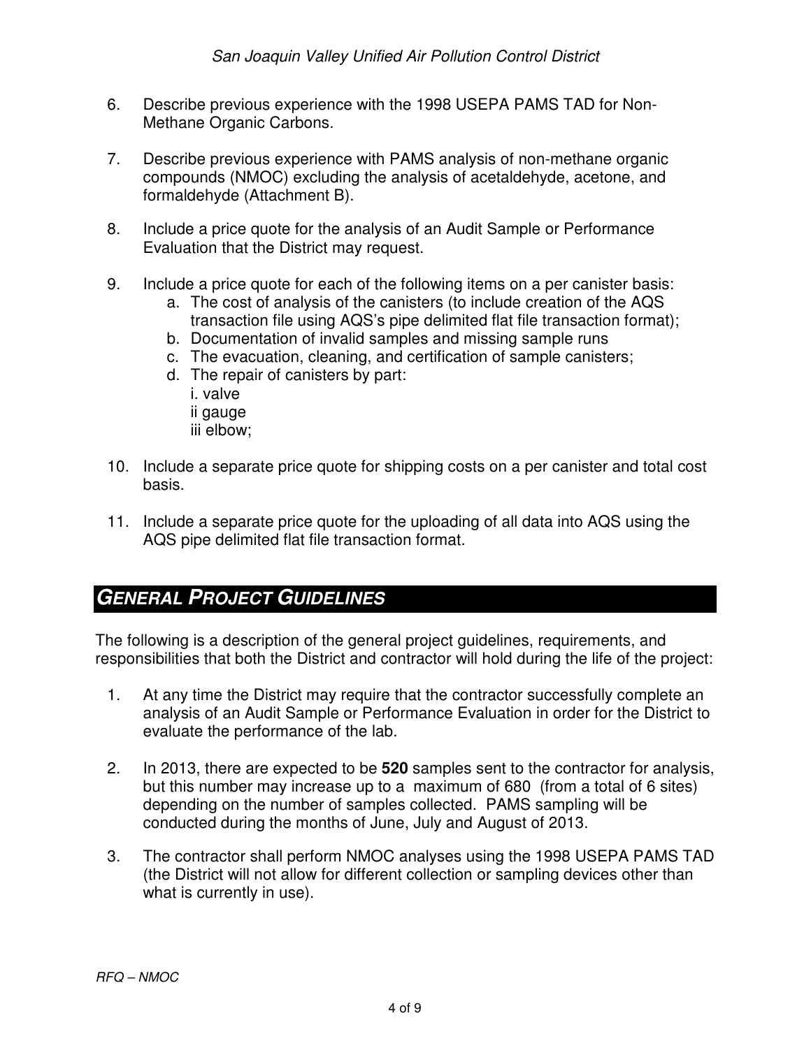6. Describe previous experience with the 1998 USEPA PAMS TAD for Non-Methane Organic Carbons.

7. Describe previous experience with PAMS analysis of non-methane organic compounds (NMOC) excluding the analysis of acetaldehyde, acetone, and formaldehyde (Attachment B).

8. Include a price quote for the analysis of an Audit Sample or Performance Evaluation that the District may request.

9. Include a price quote for each of the following items on a per canister basis:
   a. The cost of analysis of the canisters (to include creation of the AQS transaction file using AQS's pipe delimited flat file transaction format);
   b. Documentation of invalid samples and missing sample runs
   c. The evacuation, cleaning, and certification of sample canisters;
   d. The repair of canisters by part:
      i. valve
      ii gauge
      iii elbow;

10. Include a separate price quote for shipping costs on a per canister and total cost basis.

11. Include a separate price quote for the uploading of all data into AQS using the AQS pipe delimited flat file transaction format.

## GENERAL PROJECT GUIDELINES

The following is a description of the general project guidelines, requirements, and responsibilities that both the District and contractor will hold during the life of the project:

1. At any time the District may require that the contractor successfully complete an analysis of an Audit Sample or Performance Evaluation in order for the District to evaluate the performance of the lab.

2. In 2013, there are expected to be **520** samples sent to the contractor for analysis, but this number may increase up to a maximum of 680 (from a total of 6 sites) depending on the number of samples collected. PAMS sampling will be conducted during the months of June, July and August of 2013.

3. The contractor shall perform NMOC analyses using the 1998 USEPA PAMS TAD (the District will not allow for different collection or sampling devices other than what is currently in use).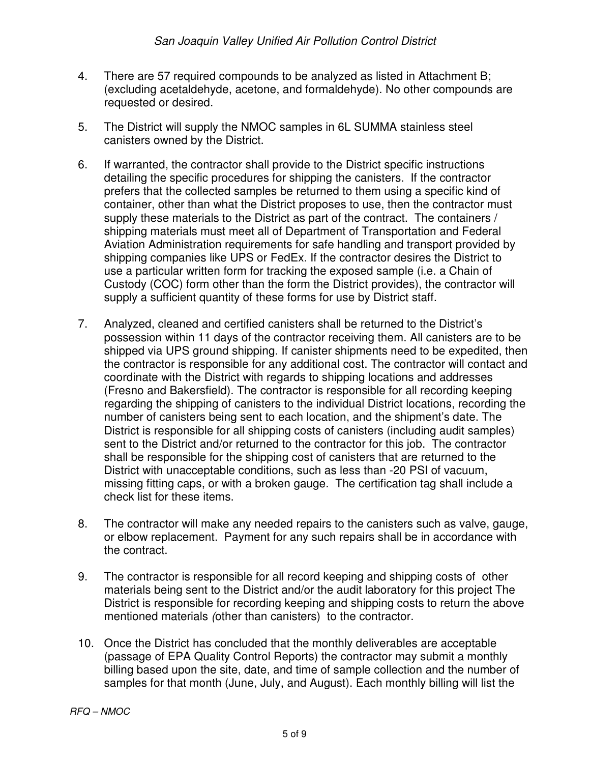4. There are 57 required compounds to be analyzed as listed in Attachment B; (excluding acetaldehyde, acetone, and formaldehyde). No other compounds are requested or desired.

5. The District will supply the NMOC samples in 6L SUMMA stainless steel canisters owned by the District.

6. If warranted, the contractor shall provide to the District specific instructions detailing the specific procedures for shipping the canisters. If the contractor prefers that the collected samples be returned to them using a specific kind of container, other than what the District proposes to use, then the contractor must supply these materials to the District as part of the contract. The containers / shipping materials must meet all of Department of Transportation and Federal Aviation Administration requirements for safe handling and transport provided by shipping companies like UPS or FedEx. If the contractor desires the District to use a particular written form for tracking the exposed sample (i.e. a Chain of Custody (COC) form other than the form the District provides), the contractor will supply a sufficient quantity of these forms for use by District staff.

7. Analyzed, cleaned and certified canisters shall be returned to the District's possession within 11 days of the contractor receiving them. All canisters are to be shipped via UPS ground shipping. If canister shipments need to be expedited, then the contractor is responsible for any additional cost. The contractor will contact and coordinate with the District with regards to shipping locations and addresses (Fresno and Bakersfield). The contractor is responsible for all recording keeping regarding the shipping of canisters to the individual District locations, recording the number of canisters being sent to each location, and the shipment's date. The District is responsible for all shipping costs of canisters (including audit samples) sent to the District and/or returned to the contractor for this job. The contractor shall be responsible for the shipping cost of canisters that are returned to the District with unacceptable conditions, such as less than -20 PSI of vacuum, missing fitting caps, or with a broken gauge. The certification tag shall include a check list for these items.

8. The contractor will make any needed repairs to the canisters such as valve, gauge, or elbow replacement. Payment for any such repairs shall be in accordance with the contract.

9. The contractor is responsible for all record keeping and shipping costs of other materials being sent to the District and/or the audit laboratory for this project The District is responsible for recording keeping and shipping costs to return the above mentioned materials *(*other than canisters) to the contractor.

10. Once the District has concluded that the monthly deliverables are acceptable (passage of EPA Quality Control Reports) the contractor may submit a monthly billing based upon the site, date, and time of sample collection and the number of samples for that month (June, July, and August). Each monthly billing will list the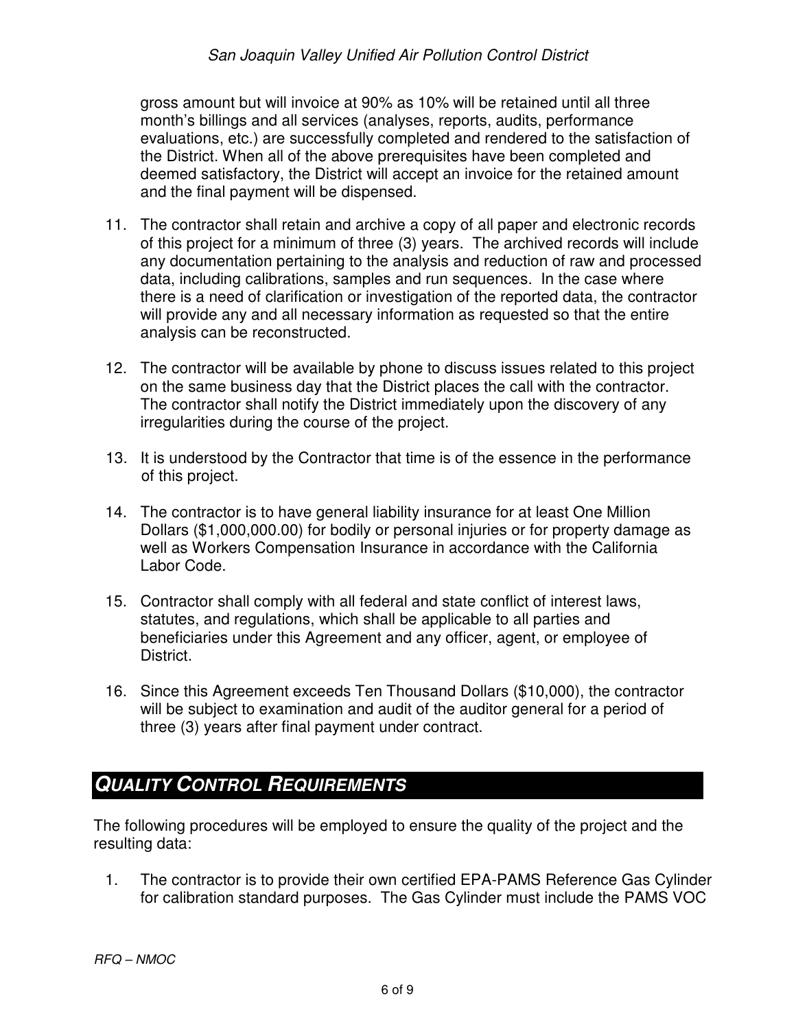gross amount but will invoice at 90% as 10% will be retained until all three month's billings and all services (analyses, reports, audits, performance evaluations, etc.) are successfully completed and rendered to the satisfaction of the District. When all of the above prerequisites have been completed and deemed satisfactory, the District will accept an invoice for the retained amount and the final payment will be dispensed.

11. The contractor shall retain and archive a copy of all paper and electronic records of this project for a minimum of three (3) years. The archived records will include any documentation pertaining to the analysis and reduction of raw and processed data, including calibrations, samples and run sequences. In the case where there is a need of clarification or investigation of the reported data, the contractor will provide any and all necessary information as requested so that the entire analysis can be reconstructed.

12. The contractor will be available by phone to discuss issues related to this project on the same business day that the District places the call with the contractor. The contractor shall notify the District immediately upon the discovery of any irregularities during the course of the project.

13. It is understood by the Contractor that time is of the essence in the performance of this project.

14. The contractor is to have general liability insurance for at least One Million Dollars ($1,000,000.00) for bodily or personal injuries or for property damage as well as Workers Compensation Insurance in accordance with the California Labor Code.

15. Contractor shall comply with all federal and state conflict of interest laws, statutes, and regulations, which shall be applicable to all parties and beneficiaries under this Agreement and any officer, agent, or employee of District.

16. Since this Agreement exceeds Ten Thousand Dollars ($10,000), the contractor will be subject to examination and audit of the auditor general for a period of three (3) years after final payment under contract.

## *QUALITY CONTROL REQUIREMENTS*

The following procedures will be employed to ensure the quality of the project and the resulting data:

1. The contractor is to provide their own certified EPA-PAMS Reference Gas Cylinder for calibration standard purposes. The Gas Cylinder must include the PAMS VOC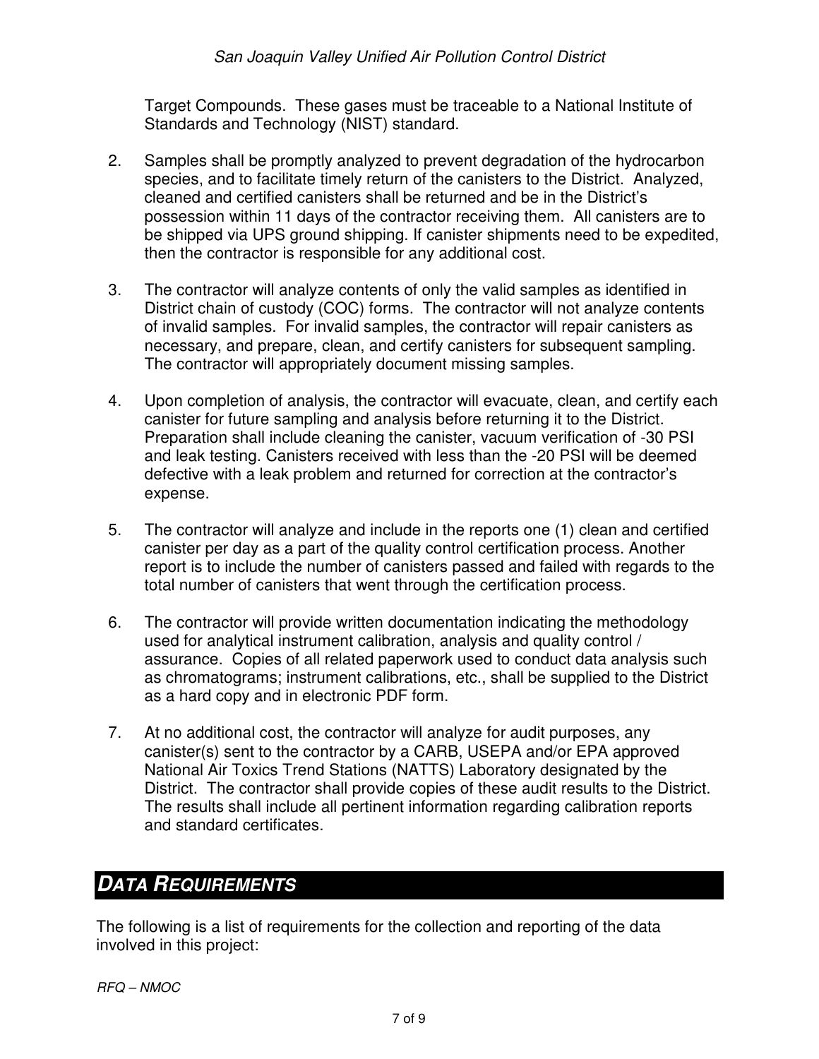Target Compounds. These gases must be traceable to a National Institute of Standards and Technology (NIST) standard.

2. Samples shall be promptly analyzed to prevent degradation of the hydrocarbon species, and to facilitate timely return of the canisters to the District. Analyzed, cleaned and certified canisters shall be returned and be in the District's possession within 11 days of the contractor receiving them. All canisters are to be shipped via UPS ground shipping. If canister shipments need to be expedited, then the contractor is responsible for any additional cost.

3. The contractor will analyze contents of only the valid samples as identified in District chain of custody (COC) forms. The contractor will not analyze contents of invalid samples. For invalid samples, the contractor will repair canisters as necessary, and prepare, clean, and certify canisters for subsequent sampling. The contractor will appropriately document missing samples.

4. Upon completion of analysis, the contractor will evacuate, clean, and certify each canister for future sampling and analysis before returning it to the District. Preparation shall include cleaning the canister, vacuum verification of -30 PSI and leak testing. Canisters received with less than the -20 PSI will be deemed defective with a leak problem and returned for correction at the contractor's expense.

5. The contractor will analyze and include in the reports one (1) clean and certified canister per day as a part of the quality control certification process. Another report is to include the number of canisters passed and failed with regards to the total number of canisters that went through the certification process.

6. The contractor will provide written documentation indicating the methodology used for analytical instrument calibration, analysis and quality control / assurance. Copies of all related paperwork used to conduct data analysis such as chromatograms; instrument calibrations, etc., shall be supplied to the District as a hard copy and in electronic PDF form.

7. At no additional cost, the contractor will analyze for audit purposes, any canister(s) sent to the contractor by a CARB, USEPA and/or EPA approved National Air Toxics Trend Stations (NATTS) Laboratory designated by the District. The contractor shall provide copies of these audit results to the District. The results shall include all pertinent information regarding calibration reports and standard certificates.

## DATA REQUIREMENTS

The following is a list of requirements for the collection and reporting of the data involved in this project: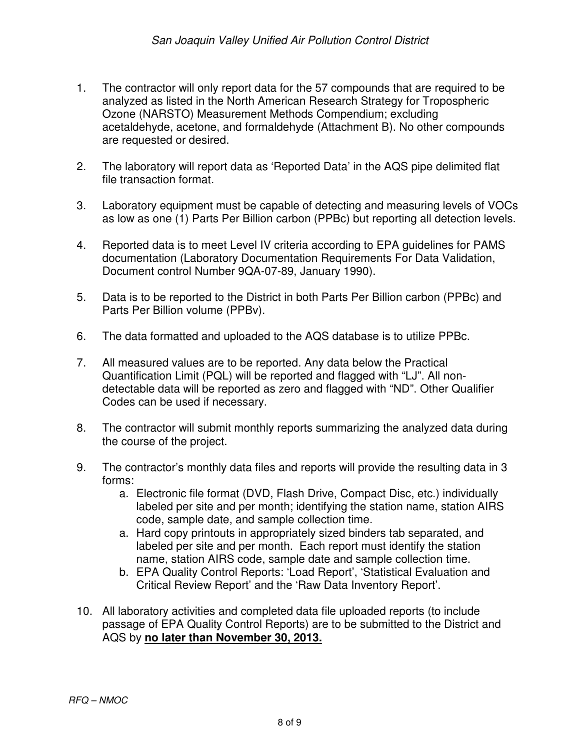1. The contractor will only report data for the 57 compounds that are required to be analyzed as listed in the North American Research Strategy for Tropospheric Ozone (NARSTO) Measurement Methods Compendium; excluding acetaldehyde, acetone, and formaldehyde (Attachment B). No other compounds are requested or desired.

2. The laboratory will report data as 'Reported Data' in the AQS pipe delimited flat file transaction format.

3. Laboratory equipment must be capable of detecting and measuring levels of VOCs as low as one (1) Parts Per Billion carbon (PPBc) but reporting all detection levels.

4. Reported data is to meet Level IV criteria according to EPA guidelines for PAMS documentation (Laboratory Documentation Requirements For Data Validation, Document control Number 9QA-07-89, January 1990).

5. Data is to be reported to the District in both Parts Per Billion carbon (PPBc) and Parts Per Billion volume (PPBv).

6. The data formatted and uploaded to the AQS database is to utilize PPBc.

7. All measured values are to be reported. Any data below the Practical Quantification Limit (PQL) will be reported and flagged with "LJ". All non-detectable data will be reported as zero and flagged with "ND". Other Qualifier Codes can be used if necessary.

8. The contractor will submit monthly reports summarizing the analyzed data during the course of the project.

9. The contractor's monthly data files and reports will provide the resulting data in 3 forms:
   a. Electronic file format (DVD, Flash Drive, Compact Disc, etc.) individually labeled per site and per month; identifying the station name, station AIRS code, sample date, and sample collection time.
   a. Hard copy printouts in appropriately sized binders tab separated, and labeled per site and per month. Each report must identify the station name, station AIRS code, sample date and sample collection time.
   b. EPA Quality Control Reports: 'Load Report', 'Statistical Evaluation and Critical Review Report' and the 'Raw Data Inventory Report'.

10. All laboratory activities and completed data file uploaded reports (to include passage of EPA Quality Control Reports) are to be submitted to the District and AQS by **<u>no later than November 30, 2013.</u>**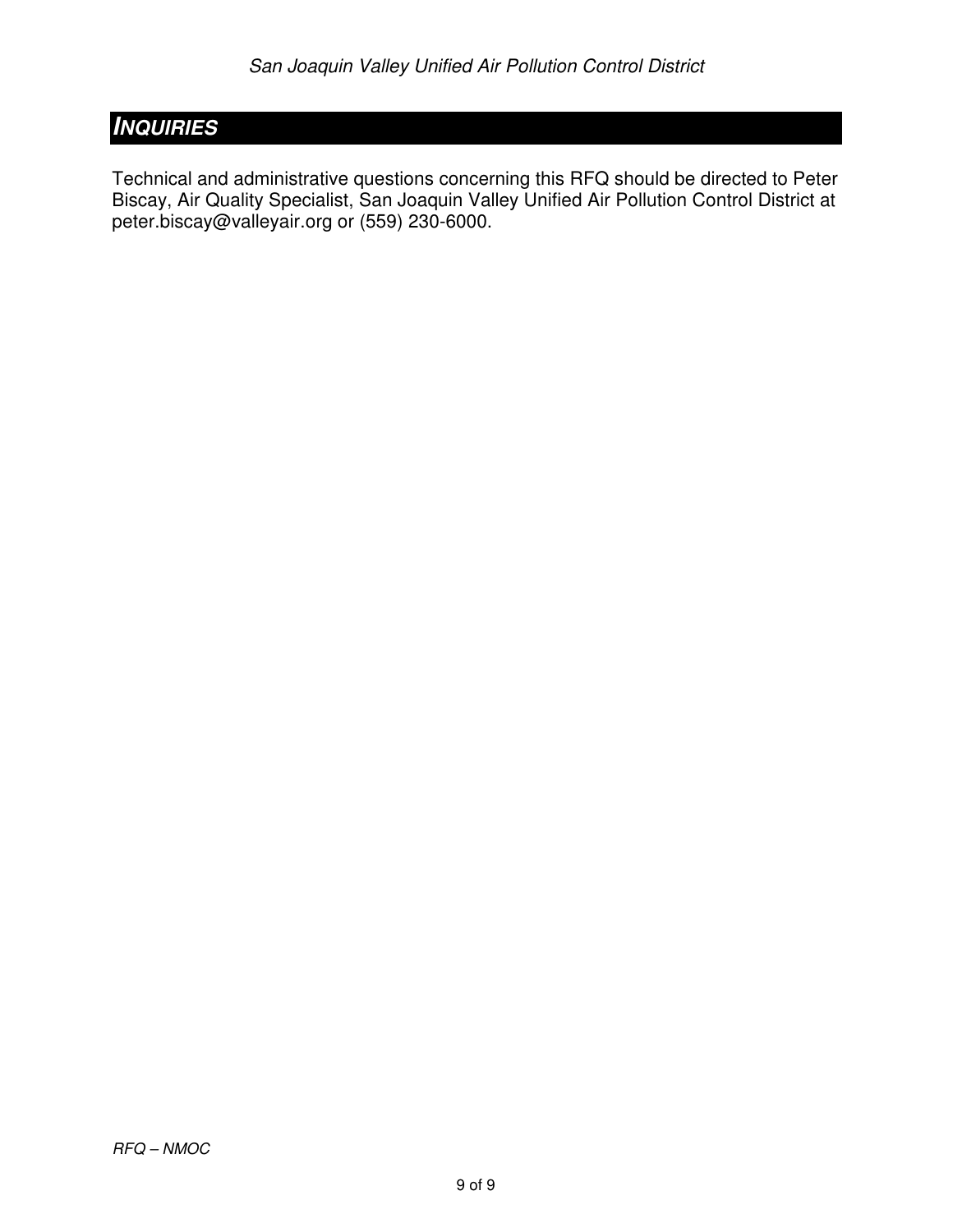## INQUIRIES

Technical and administrative questions concerning this RFQ should be directed to Peter Biscay, Air Quality Specialist, San Joaquin Valley Unified Air Pollution Control District at peter.biscay@valleyair.org or (559) 230-6000.